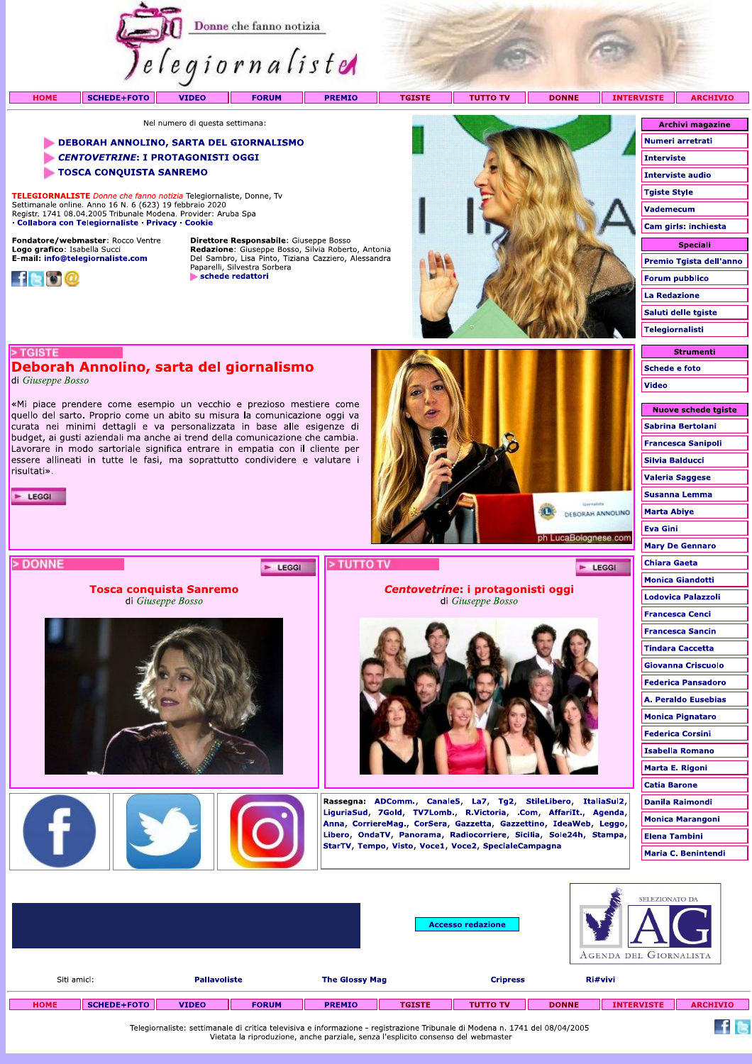# Telegiornaliste

Donne che fanno notizia

HOME | SCHEDE+FOTO | VIDEO | FORUM | PREMIO | TGISTE | TUTTO TV | DONNE | INTERVISTE | ARCHIVIO

Nel numero di questa settimana:

- DEBORAH ANNOLINO, SARTA DEL GIORNALISMO
- *CENTOVETRINE*: I PROTAGONISTI OGGI
- TOSCA CONQUISTA SANREMO

**TELEGIORNALISTE** *Donne che fanno notizia* Telegiornaliste, Donne, Tv
Settimanale online. Anno 16 N. 6 (623) 19 febbraio 2020
Registr. 1741 08.04.2005 Tribunale Modena. Provider: Aruba Spa
· Collabora con Telegiornaliste · Privacy · Cookie

**Fondatore/webmaster**: Rocco Ventre
**Logo grafico**: Isabella Succi
**E-mail**: info@telegiornaliste.com

**Direttore Responsabile**: Giuseppe Bosso
**Redazione**: Giuseppe Bosso, Silvia Roberto, Antonia Del Sambro, Lisa Pinto, Tiziana Cazziero, Alessandra Paparelli, Silvestra Sorbera
schede redattori

**Archivi magazine**
- Numeri arretrati
- Interviste
- Interviste audio
- Tgiste Style
- Vademecum
- Cam girls: inchiesta

**Speciali**
- Premio Tgista dell'anno
- Forum pubblico
- La Redazione
- Saluti delle tgiste
- Telegiornalisti

**Strumenti**
- Schede e foto
- Video

## > TGISTE

## Deborah Annolino, sarta del giornalismo

di *Giuseppe Bosso*

«Mi piace prendere come esempio un vecchio e prezioso mestiere come quello del sarto. Proprio come un abito su misura la comunicazione oggi va curata nei minimi dettagli e va personalizzata in base alle esigenze di budget, ai trend aziendali ma anche ai trend della comunicazione che cambia. Lavorare in modo sartoriale significa entrare in empatia con il cliente per essere allineati in tutte le fasi, ma soprattutto condividere e valutare i risultati».

LEGGI

ph LucaBolognese.com

**Nuove schede tgiste**
- Sabrina Bertolani
- Francesca Sanipoli
- Silvia Balducci
- Valeria Saggese
- Susanna Lemma
- Marta Abiye
- Eva Gini
- Mary De Gennaro
- Chiara Gaeta
- Monica Giandotti
- Lodovica Palazzoli
- Francesca Cenci
- Francesca Sancin
- Tindara Caccetta
- Giovanna Criscuolo
- Federica Pansadoro
- A. Peraldo Eusebias
- Monica Pignataro
- Federica Corsini
- Isabella Romano
- Marta E. Rigoni
- Catia Barone
- Danila Raimondi
- Monica Marangoni
- Elena Tambini
- Maria C. Benintendi

## > DONNE

LEGGI

### Tosca conquista Sanremo

di *Giuseppe Bosso*

## > TUTTO TV

LEGGI

### *Centovetrine*: i protagonisti oggi

di *Giuseppe Bosso*

**Rassegna:** ADComm., Canale5, La7, Tg2, StileLibero, ItaliaSul2, LiguriaSud, 7Gold, TV7Lomb., R.Victoria, .Com, AffariIt., Agenda, Anna, CorriereMag., CorSera, Gazzetta, Gazzettino, IdeaWeb, Leggo, Libero, OndaTV, Panorama, Radiocorriere, Sicilia, Sole24h, Stampa, StarTV, Tempo, Visto, Voce1, Voce2, SpecialeCampagna

Accesso redazione

SELEZIONATO DA AG AGENDA DEL GIORNALISTA

Siti amici: Pallavoliste | The Glossy Mag | Cripress | Ri#vivi

HOME | SCHEDE+FOTO | VIDEO | FORUM | PREMIO | TGISTE | TUTTO TV | DONNE | INTERVISTE | ARCHIVIO

Telegiornaliste: settimanale di critica televisiva e informazione - registrazione Tribunale di Modena n. 1741 del 08/04/2005
Vietata la riproduzione, anche parziale, senza l'esplicito consenso del webmaster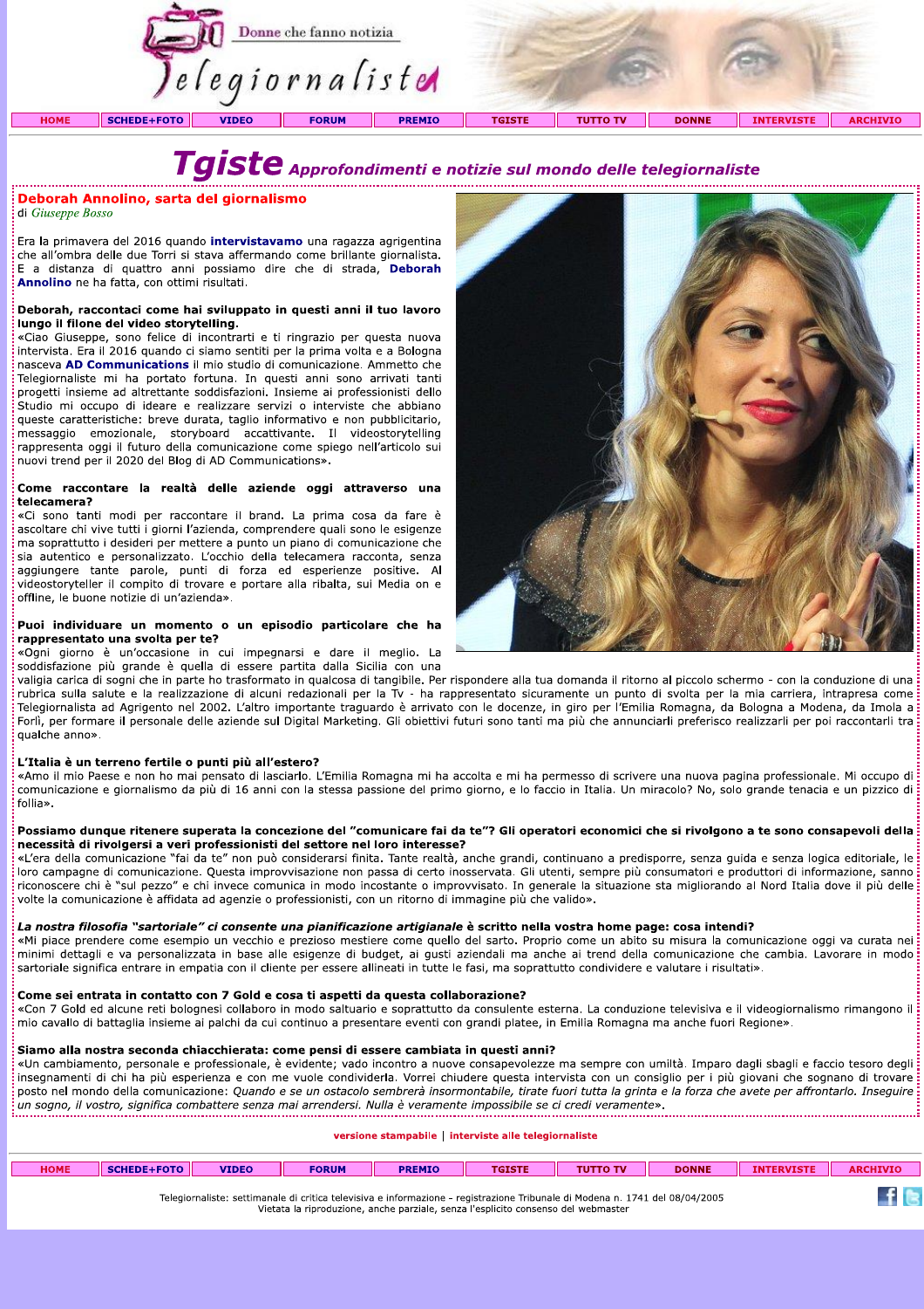Donne che fanno notizia

Telegiornaliste

HOME | SCHEDE+FOTO | VIDEO | FORUM | PREMIO | TGISTE | TUTTO TV | DONNE | INTERVISTE | ARCHIVIO

# Tgiste Approfondimenti e notizie sul mondo delle telegiornaliste

## Deborah Annolino, sarta del giornalismo

di *Giuseppe Bosso*

Era la primavera del 2016 quando **intervistavamo** una ragazza agrigentina che all'ombra delle due Torri si stava affermando come brillante giornalista. E a distanza di quattro anni possiamo dire che di strada, **Deborah Annolino** ne ha fatta, con ottimi risultati.

**Deborah, raccontaci come hai sviluppato in questi anni il tuo lavoro lungo il filone del video storytelling.**

«Ciao Giuseppe, sono felice di incontrarti e ti ringrazio per questa nuova intervista. Era il 2016 quando ci siamo sentiti per la prima volta e a Bologna nasceva **AD Communications** il mio studio di comunicazione. Ammetto che Telegiornaliste mi ha portato fortuna. In questi anni sono arrivati tanti progetti insieme ad altrettante soddisfazioni. Insieme ai professionisti dello Studio mi occupo di ideare e realizzare servizi o interviste che abbiano queste caratteristiche: breve durata, taglio informativo e non pubblicitario, messaggio emozionale, storyboard accattivante. Il videostorytelling rappresenta oggi il futuro della comunicazione come spiego nell'articolo sui nuovi trend per il 2020 del Blog di AD Communications».

**Come raccontare la realtà delle aziende oggi attraverso una telecamera?**

«Ci sono tanti modi per raccontare il brand. La prima cosa da fare è ascoltare chi vive tutti i giorni l'azienda, comprendere quali sono le esigenze ma soprattutto i desideri per mettere a punto un piano di comunicazione che sia autentico e personalizzato. L'occhio della telecamera racconta, senza aggiungere tante parole, punti di forza ed esperienze positive. Al videostoryteller il compito di trovare e portare alla ribalta, sui Media on e offline, le buone notizie di un'azienda».

**Puoi individuare un momento o un episodio particolare che ha rappresentato una svolta per te?**

«Ogni giorno è un'occasione in cui impegnarsi e dare il meglio. La soddisfazione più grande è quella di essere partita dalla Sicilia con una valigia carica di sogni che in parte ho trasformato in qualcosa di tangibile. Per rispondere alla tua domanda il ritorno al piccolo schermo - con la conduzione di una rubrica sulla salute e la realizzazione di alcuni redazionali per la Tv - ha rappresentato sicuramente un punto di svolta per la mia carriera, intrapresa come Telegiornalista ad Agrigento nel 2002. L'altro importante traguardo è arrivato con le docenze, in giro per l'Emilia Romagna, da Bologna a Modena, da Imola a Forlì, per formare il personale delle aziende sul Digital Marketing. Gli obiettivi futuri sono tanti ma più che annunciarli preferisco realizzarli per poi raccontarli tra qualche anno».

**L'Italia è un terreno fertile o punti più all'estero?**

«Amo il mio Paese e non ho mai pensato di lasciarlo. L'Emilia Romagna mi ha accolta e mi ha permesso di scrivere una nuova pagina professionale. Mi occupo di comunicazione e giornalismo da più di 16 anni con la stessa passione del primo giorno, e lo faccio in Italia. Un miracolo? No, solo grande tenacia e un pizzico di follia».

**Possiamo dunque ritenere superata la concezione del "comunicare fai da te"? Gli operatori economici che si rivolgono a te sono consapevoli della necessità di rivolgersi a veri professionisti del settore nel loro interesse?**

«L'era della comunicazione "fai da te" non può considerarsi finita. Tante realtà, anche grandi, continuano a predisporre, senza guida e senza logica editoriale, le loro campagne di comunicazione. Questa improvvisazione non passa di certo inosservata. Gli utenti, sempre più consumatori e produttori di informazione, sanno riconoscere chi è "sul pezzo" e chi invece comunica in modo incostante o improvvisato. In generale la situazione sta migliorando al Nord Italia dove il più delle volte la comunicazione è affidata ad agenzie o professionisti, con un ritorno di immagine più che valido».

***La nostra filosofia "sartoriale" ci consente una pianificazione artigianale* è scritto nella vostra home page: cosa intendi?**

«Mi piace prendere come esempio un vecchio e prezioso mestiere come quello del sarto. Proprio come un abito su misura la comunicazione oggi va curata nei minimi dettagli e va personalizzata in base alle esigenze di budget, ai gusti aziendali ma anche ai trend della comunicazione che cambia. Lavorare in modo sartoriale significa entrare in empatia con il cliente per essere allineati in tutte le fasi, ma soprattutto condividere e valutare i risultati».

**Come sei entrata in contatto con 7 Gold e cosa ti aspetti da questa collaborazione?**

«Con 7 Gold ed alcune reti bolognesi collaboro in modo saltuario e soprattutto da consulente esterna. La conduzione televisiva e il videogiornalismo rimangono il mio cavallo di battaglia insieme ai palchi da cui continuo a presentare eventi con grandi platee, in Emilia Romagna ma anche fuori Regione».

**Siamo alla nostra seconda chiacchierata: come pensi di essere cambiata in questi anni?**

«Un cambiamento, personale e professionale, è evidente; vado incontro a nuove consapevolezze ma sempre con umiltà. Imparo dagli sbagli e faccio tesoro degli insegnamenti di chi ha più esperienza e con me vuole condividerla. Vorrei chiudere questa intervista con un consiglio per i più giovani che sognano di trovare posto nel mondo della comunicazione: *Quando e se un ostacolo sembrerà insormontabile, tirate fuori tutta la grinta e la forza che avete per affrontarlo. Inseguire un sogno, il vostro, significa combattere senza mai arrendersi. Nulla è veramente impossibile se ci credi veramente*».

versione stampabile | interviste alle telegiornaliste

HOME | SCHEDE+FOTO | VIDEO | FORUM | PREMIO | TGISTE | TUTTO TV | DONNE | INTERVISTE | ARCHIVIO

Telegiornaliste: settimanale di critica televisiva e informazione - registrazione Tribunale di Modena n. 1741 del 08/04/2005
Vietata la riproduzione, anche parziale, senza l'esplicito consenso del webmaster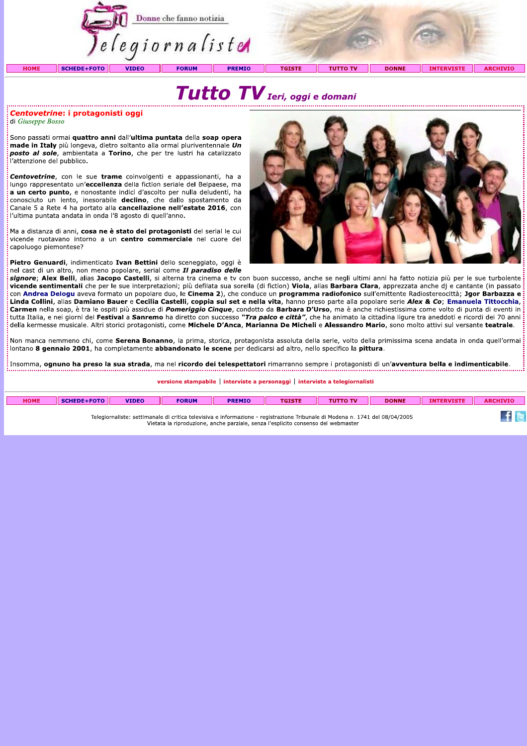Donne che fanno notizia

Telegiornaliste

HOME | SCHEDE+FOTO | VIDEO | FORUM | PREMIO | TGISTE | TUTTO TV | DONNE | INTERVISTE | ARCHIVIO

# Tutto TV *Ieri, oggi e domani*

## *Centovetrine*: i protagonisti oggi

di *Giuseppe Bosso*

Sono passati ormai **quattro anni** dall'**ultima puntata** della **soap opera made in Italy** più longeva, dietro soltanto alla ormai pluriventennale ***Un posto al sole***, ambientata a **Torino**, che per tre lustri ha catalizzato l'attenzione del pubblico.

***Centovetrine***, con le sue **trame** coinvolgenti e appassionanti, ha a lungo rappresentato un'**eccellenza** della fiction seriale del Belpaese, ma **a un certo punto**, e nonostante indici d'ascolto per nulla deludenti, ha conosciuto un lento, inesorabile **declino**, che dallo spostamento da Canale 5 a Rete 4 ha portato alla **cancellazione nell'estate 2016**, con l'ultima puntata andata in onda l'8 agosto di quell'anno.

Ma a distanza di anni, **cosa ne è stato dei protagonisti** del serial le cui vicende ruotavano intorno a un **centro commerciale** nel cuore del capoluogo piemontese?

**Pietro Genuardi**, indimenticato **Ivan Bettini** dello sceneggiato, oggi è nel cast di un altro, non meno popolare, serial come ***Il paradiso delle signore***; **Alex Belli**, alias **Jacopo Castelli**, si alterna tra cinema e tv con buon successo, anche se negli ultimi anni ha fatto notizia più per le sue turbolente **vicende sentimentali** che per le sue interpretazioni; più defilata sua sorella (di fiction) **Viola**, alias **Barbara Clara**, apprezzata anche dj e cantante (in passato con **Andrea Delogu** aveva formato un popolare duo, le **Cinema 2**), che conduce un **programma radiofonico** sull'emittente Radiostereocittà; **Jgor Barbazza** e **Linda Collini**, alias **Damiano Bauer** e **Cecilia Castelli**, **coppia sul set e nella vita**, hanno preso parte alla popolare serie ***Alex & Co***; **Emanuela Tittocchia**, **Carmen** nella soap, è tra le ospiti più assidue di ***Pomeriggio Cinque***, condotto da **Barbara D'Urso**, ma è anche richiestissima come volto di punta di eventi in tutta Italia, e nei giorni del **Festival** a **Sanremo** ha diretto con successo ***"Tra palco e città"***, che ha animato la cittadina ligure tra aneddoti e ricordi dei 70 anni della kermesse musicale. Altri storici protagonisti, come **Michele D'Anca**, **Marianna De Micheli** e **Alessandro Mario**, sono molto attivi sul versante **teatrale**.

Non manca nemmeno chi, come **Serena Bonanno**, la prima, storica, protagonista assoluta della serie, volto della primissima scena andata in onda quell'ormai lontano **8 gennaio 2001**, ha completamente **abbandonato le scene** per dedicarsi ad altro, nello specifico **la pittura**.

Insomma, **ognuno ha preso la sua strada**, ma nel **ricordo dei telespettatori** rimarranno sempre i protagonisti di un'**avventura bella e indimenticabile**.

versione stampabile | interviste a personaggi | interviste a telegiornalisti

HOME | SCHEDE+FOTO | VIDEO | FORUM | PREMIO | TGISTE | TUTTO TV | DONNE | INTERVISTE | ARCHIVIO

Telegiornaliste: settimanale di critica televisiva e informazione - registrazione Tribunale di Modena n. 1741 del 08/04/2005
Vietata la riproduzione, anche parziale, senza l'esplicito consenso del webmaster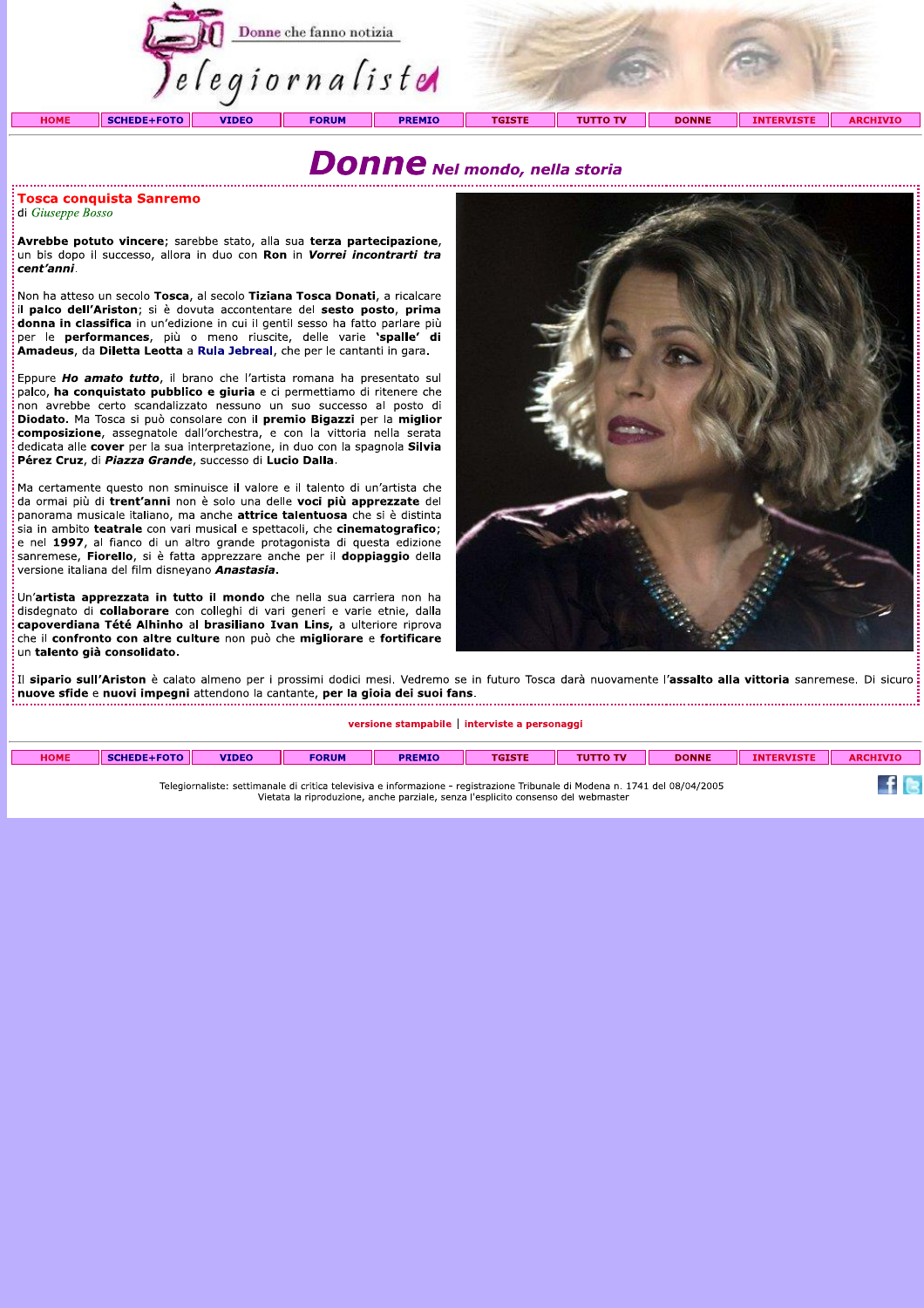Donne che fanno notizia

Telegiornaliste

HOME | SCHEDE+FOTO | VIDEO | FORUM | PREMIO | TGISTE | TUTTO TV | DONNE | INTERVISTE | ARCHIVIO

# Donne Nel mondo, nella storia

## Tosca conquista Sanremo

di *Giuseppe Bosso*

**Avrebbe potuto vincere**; sarebbe stato, alla sua **terza partecipazione**, un bis dopo il successo, allora in duo con **Ron** in ***Vorrei incontrarti tra cent'anni***.

Non ha atteso un secolo **Tosca**, al secolo **Tiziana Tosca Donati**, a ricalcare il **palco dell'Ariston**; si è dovuta accontentare del **sesto posto**, **prima donna in classifica** in un'edizione in cui il gentil sesso ha fatto parlare più per le **performances**, più o meno riuscite, delle varie **'spalle' di Amadeus**, da **Diletta Leotta** a **Rula Jebreal**, che per le cantanti in gara.

Eppure ***Ho amato tutto***, il brano che l'artista romana ha presentato sul palco, **ha conquistato pubblico e giuria** e ci permettiamo di ritenere che non avrebbe certo scandalizzato nessuno un suo successo al posto di **Diodato.** Ma Tosca si può consolare con **il premio Bigazzi** per la **miglior composizione**, assegnatole dall'orchestra, e con la vittoria nella serata dedicata alle **cover** per la sua interpretazione, in duo con la spagnola **Silvia Pérez Cruz**, di ***Piazza Grande***, successo di **Lucio Dalla**.

Ma certamente questo non sminuisce il valore e il talento di un'artista che da ormai più di **trent'anni** non è solo una delle **voci più apprezzate** del panorama musicale italiano, ma anche **attrice talentuosa** che si è distinta sia in ambito **teatrale** con vari musical e spettacoli, che **cinematografico**; e nel **1997**, al fianco di un altro grande protagonista di questa edizione sanremese, **Fiorello**, si è fatta apprezzare anche per il **doppiaggio** della versione italiana del film disneyano ***Anastasia***.

Un'**artista apprezzata in tutto il mondo** che nella sua carriera non ha disdegnato di **collaborare** con colleghi di vari generi e varie etnie, dalla **capoverdiana Tété Alhinho** al **brasiliano Ivan Lins,** a ulteriore riprova che il **confronto con altre culture** non può che **migliorare** e **fortificare** un **talento già consolidato.**

Il **sipario sull'Ariston** è calato almeno per i prossimi dodici mesi. Vedremo se in futuro Tosca darà nuovamente l'**assalto alla vittoria** sanremese. Di sicuro **nuove sfide** e **nuovi impegni** attendono la cantante, **per la gioia dei suoi fans**.

versione stampabile | interviste a personaggi

HOME | SCHEDE+FOTO | VIDEO | FORUM | PREMIO | TGISTE | TUTTO TV | DONNE | INTERVISTE | ARCHIVIO

Telegiornaliste: settimanale di critica televisiva e informazione - registrazione Tribunale di Modena n. 1741 del 08/04/2005
Vietata la riproduzione, anche parziale, senza l'esplicito consenso del webmaster